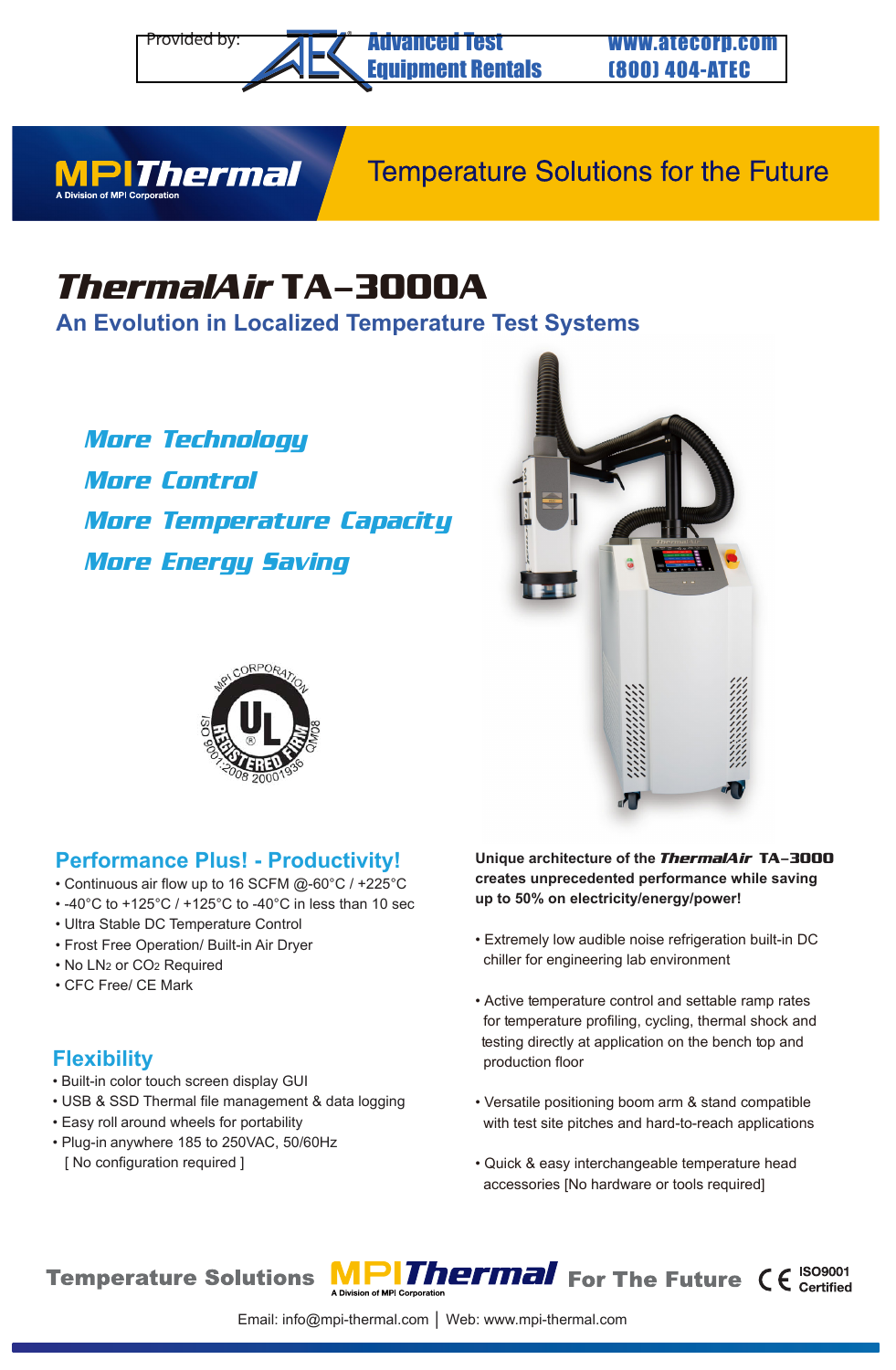Provided by: Advanced Test Equipment Rentals www.atecorp.com (800) 404-ATEC

**MPIThermal** A Division of MPI Corporation

Temperature Solutions for the Future

# *ThermalAir* TA-3000A

## An Evolution in Localized Temperature Test Systems

*More Technology*

*More Control*

*More Temperature Capacity*

*More Energy Saving*

MPI CORPORATION UL REGISTERED FIRM ISO 9001:2008 20001936 QM08

## Performance Plus! - Productivity!

- Continuous air flow up to 16 SCFM @-60°C / +225°C
- -40°C to +125°C / +125°C to -40°C in less than 10 sec
- Ultra Stable DC Temperature Control
- Frost Free Operation/ Built-in Air Dryer
- No $LN_2$ or $CO_2$ Required
- CFC Free/ CE Mark

## Flexibility

- Built-in color touch screen display GUI
- USB & SSD Thermal file management & data logging
- Easy roll around wheels for portability
- Plug-in anywhere 185 to 250VAC, 50/60Hz
  [ No configuration required ]

**Unique architecture of the *ThermalAir* TA-3000 creates unprecedented performance while saving up to 50% on electricity/energy/power!**

- Extremely low audible noise refrigeration built-in DC chiller for engineering lab environment
- Active temperature control and settable ramp rates for temperature profiling, cycling, thermal shock and testing directly at application on the bench top and production floor
- Versatile positioning boom arm & stand compatible with test site pitches and hard-to-reach applications
- Quick & easy interchangeable temperature head accessories [No hardware or tools required]

Temperature Solutions **MPIThermal** For The Future CE ISO9001 Certified

Email: info@mpi-thermal.com | Web: www.mpi-thermal.com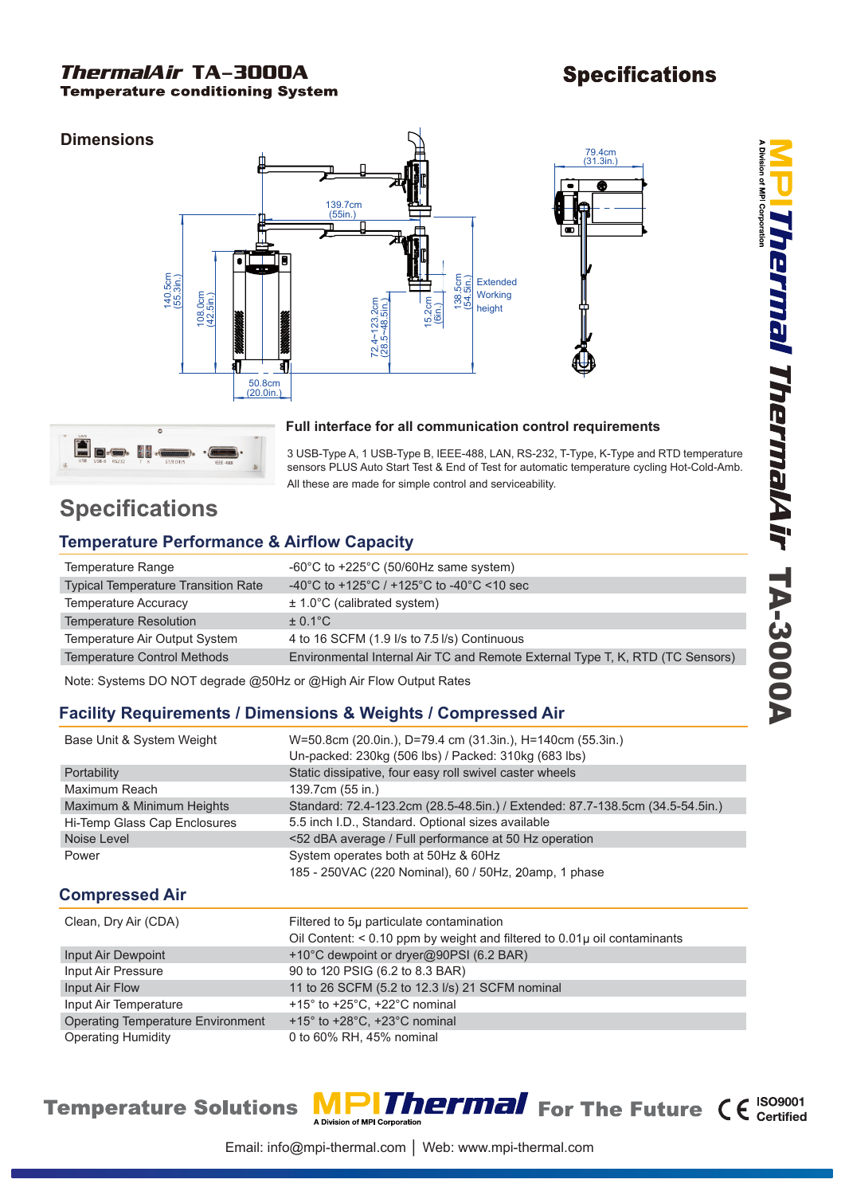# ThermalAir TA-3000A
**Temperature conditioning System**

## Specifications

### Dimensions

139.7cm (55in.)
140.5cm (55.3in.)
108.0cm (42.5in.)
72.4~123.2cm (28.5~48.5in.)
15.2cm (6in.)
138.5cm (54.5in.)
Extended Working height
50.8cm (20.0in.)
79.4cm (31.3in.)

### Full interface for all communication control requirements

3 USB-Type A, 1 USB-Type B, IEEE-488, LAN, RS-232, T-Type, K-Type and RTD temperature sensors PLUS Auto Start Test & End of Test for automatic temperature cycling Hot-Cold-Amb. All these are made for simple control and serviceability.

## Specifications

### Temperature Performance & Airflow Capacity

| | |
|---|---|
| Temperature Range | -60°C to +225°C (50/60Hz same system) |
| Typical Temperature Transition Rate | -40°C to +125°C / +125°C to -40°C <10 sec |
| Temperature Accuracy | ± 1.0°C (calibrated system) |
| Temperature Resolution | ± 0.1°C |
| Temperature Air Output System | 4 to 16 SCFM (1.9 l/s to 7.5 l/s) Continuous |
| Temperature Control Methods | Environmental Internal Air TC and Remote External Type T, K, RTD (TC Sensors) |

Note: Systems DO NOT degrade @50Hz or @High Air Flow Output Rates

### Facility Requirements / Dimensions & Weights / Compressed Air

| | |
|---|---|
| Base Unit & System Weight | W=50.8cm (20.0in.), D=79.4 cm (31.3in.), H=140cm (55.3in.)<br>Un-packed: 230kg (506 lbs) / Packed: 310kg (683 lbs) |
| Portability | Static dissipative, four easy roll swivel caster wheels |
| Maximum Reach | 139.7cm (55 in.) |
| Maximum & Minimum Heights | Standard: 72.4-123.2cm (28.5-48.5in.) / Extended: 87.7-138.5cm (34.5-54.5in.) |
| Hi-Temp Glass Cap Enclosures | 5.5 inch I.D., Standard. Optional sizes available |
| Noise Level | <52 dBA average / Full performance at 50 Hz operation |
| Power | System operates both at 50Hz & 60Hz<br>185 - 250VAC (220 Nominal), 60 / 50Hz, 20amp, 1 phase |

### Compressed Air

| | |
|---|---|
| Clean, Dry Air (CDA) | Filtered to 5μ particulate contamination<br>Oil Content: < 0.10 ppm by weight and filtered to 0.01μ oil contaminants |
| Input Air Dewpoint | +10°C dewpoint or dryer@90PSI (6.2 BAR) |
| Input Air Pressure | 90 to 120 PSIG (6.2 to 8.3 BAR) |
| Input Air Flow | 11 to 26 SCFM (5.2 to 12.3 l/s) 21 SCFM nominal |
| Input Air Temperature | +15° to +25°C, +22°C nominal |
| Operating Temperature Environment | +15° to +28°C, +23°C nominal |
| Operating Humidity | 0 to 60% RH, 45% nominal |

Temperature Solutions MPIThermal For The Future — A Division of MPI Corporation — CE ISO9001 Certified

Email: info@mpi-thermal.com | Web: www.mpi-thermal.com